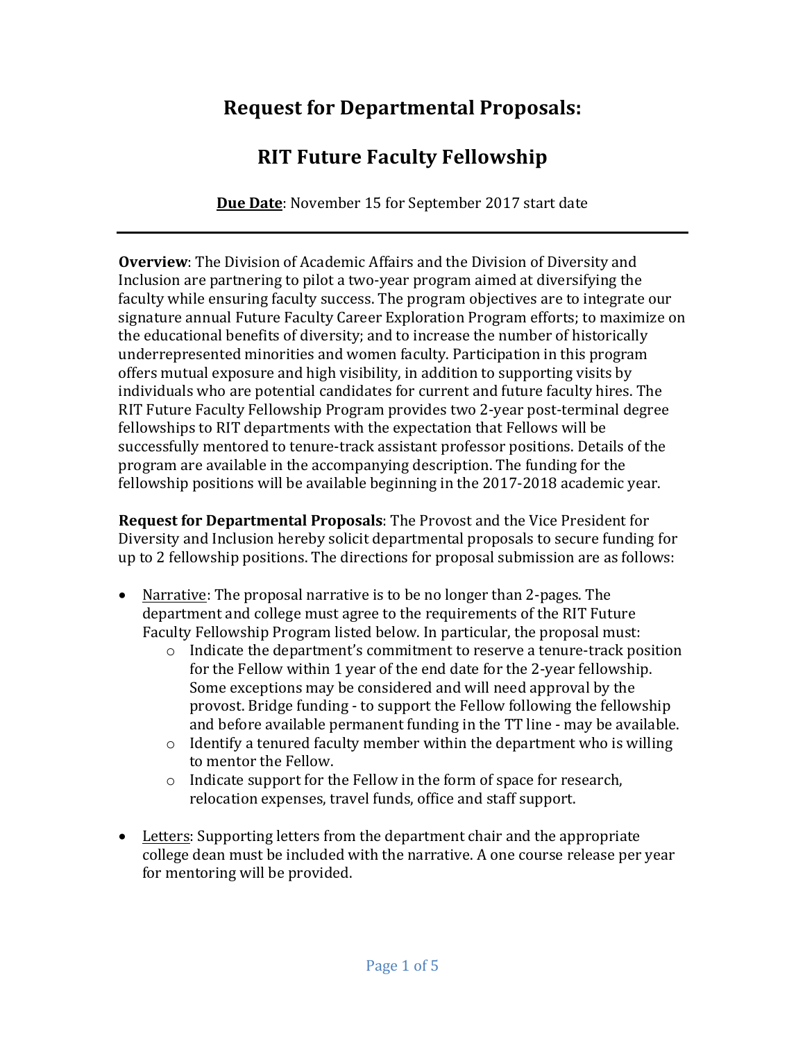# Request for Departmental Proposals:

# RIT Future Faculty Fellowship

**<u>Due Date</u>**: November 15 for September 2017 start date

---

**Overview**: The Division of Academic Affairs and the Division of Diversity and Inclusion are partnering to pilot a two-year program aimed at diversifying the faculty while ensuring faculty success. The program objectives are to integrate our signature annual Future Faculty Career Exploration Program efforts; to maximize on the educational benefits of diversity; and to increase the number of historically underrepresented minorities and women faculty. Participation in this program offers mutual exposure and high visibility, in addition to supporting visits by individuals who are potential candidates for current and future faculty hires. The RIT Future Faculty Fellowship Program provides two 2-year post-terminal degree fellowships to RIT departments with the expectation that Fellows will be successfully mentored to tenure-track assistant professor positions. Details of the program are available in the accompanying description. The funding for the fellowship positions will be available beginning in the 2017-2018 academic year.

**Request for Departmental Proposals**: The Provost and the Vice President for Diversity and Inclusion hereby solicit departmental proposals to secure funding for up to 2 fellowship positions. The directions for proposal submission are as follows:

- <u>Narrative</u>: The proposal narrative is to be no longer than 2-pages. The department and college must agree to the requirements of the RIT Future Faculty Fellowship Program listed below. In particular, the proposal must:
  - Indicate the department's commitment to reserve a tenure-track position for the Fellow within 1 year of the end date for the 2-year fellowship. Some exceptions may be considered and will need approval by the provost. Bridge funding - to support the Fellow following the fellowship and before available permanent funding in the TT line - may be available.
  - Identify a tenured faculty member within the department who is willing to mentor the Fellow.
  - Indicate support for the Fellow in the form of space for research, relocation expenses, travel funds, office and staff support.

- <u>Letters</u>: Supporting letters from the department chair and the appropriate college dean must be included with the narrative. A one course release per year for mentoring will be provided.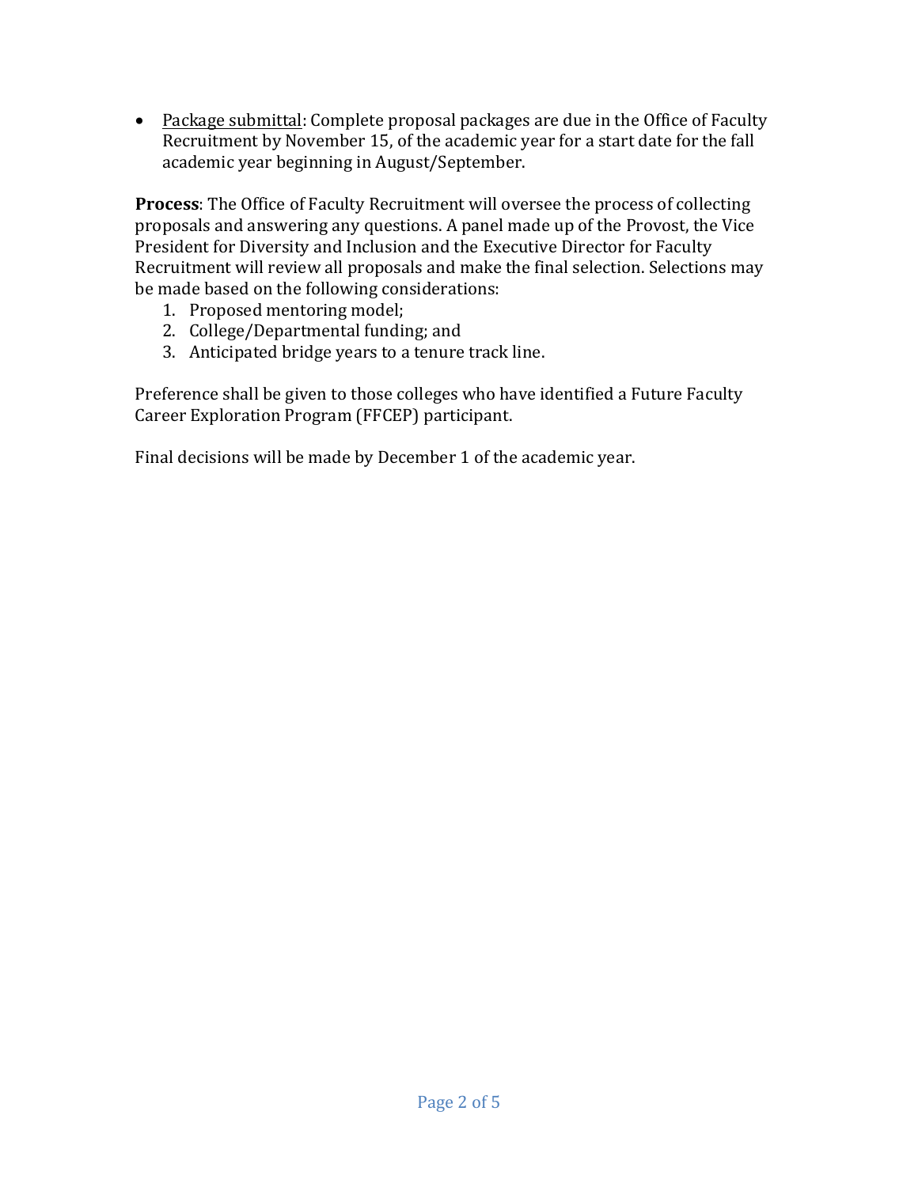- <u>Package submittal</u>: Complete proposal packages are due in the Office of Faculty Recruitment by November 15, of the academic year for a start date for the fall academic year beginning in August/September.

**Process**: The Office of Faculty Recruitment will oversee the process of collecting proposals and answering any questions. A panel made up of the Provost, the Vice President for Diversity and Inclusion and the Executive Director for Faculty Recruitment will review all proposals and make the final selection. Selections may be made based on the following considerations:

1. Proposed mentoring model;
2. College/Departmental funding; and
3. Anticipated bridge years to a tenure track line.

Preference shall be given to those colleges who have identified a Future Faculty Career Exploration Program (FFCEP) participant.

Final decisions will be made by December 1 of the academic year.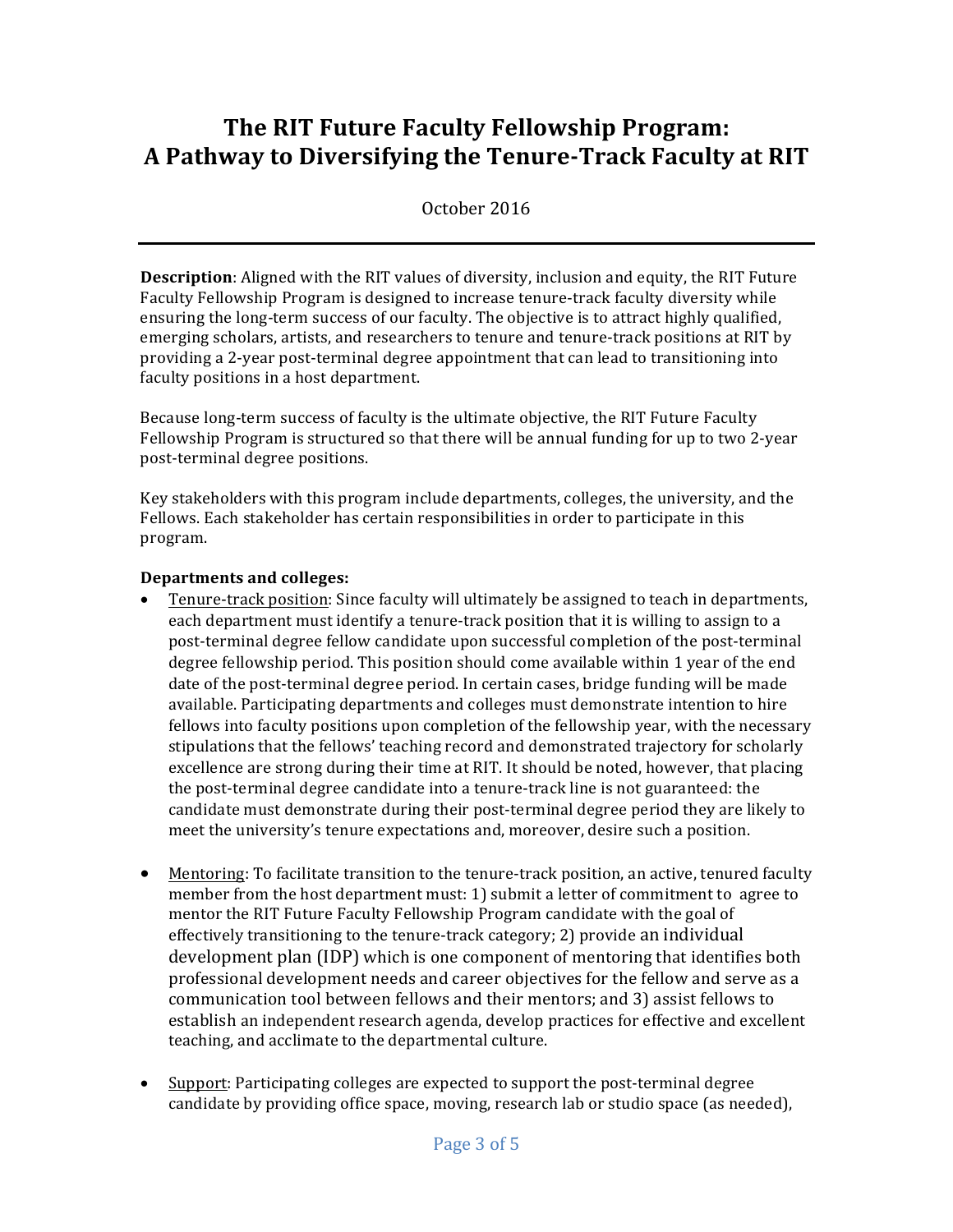# The RIT Future Faculty Fellowship Program: A Pathway to Diversifying the Tenure-Track Faculty at RIT

October 2016

---

**Description**: Aligned with the RIT values of diversity, inclusion and equity, the RIT Future Faculty Fellowship Program is designed to increase tenure-track faculty diversity while ensuring the long-term success of our faculty. The objective is to attract highly qualified, emerging scholars, artists, and researchers to tenure and tenure-track positions at RIT by providing a 2-year post-terminal degree appointment that can lead to transitioning into faculty positions in a host department.

Because long-term success of faculty is the ultimate objective, the RIT Future Faculty Fellowship Program is structured so that there will be annual funding for up to two 2-year post-terminal degree positions.

Key stakeholders with this program include departments, colleges, the university, and the Fellows. Each stakeholder has certain responsibilities in order to participate in this program.

**Departments and colleges:**

- Tenure-track position: Since faculty will ultimately be assigned to teach in departments, each department must identify a tenure-track position that it is willing to assign to a post-terminal degree fellow candidate upon successful completion of the post-terminal degree fellowship period. This position should come available within 1 year of the end date of the post-terminal degree period. In certain cases, bridge funding will be made available. Participating departments and colleges must demonstrate intention to hire fellows into faculty positions upon completion of the fellowship year, with the necessary stipulations that the fellows' teaching record and demonstrated trajectory for scholarly excellence are strong during their time at RIT. It should be noted, however, that placing the post-terminal degree candidate into a tenure-track line is not guaranteed: the candidate must demonstrate during their post-terminal degree period they are likely to meet the university's tenure expectations and, moreover, desire such a position.

- Mentoring: To facilitate transition to the tenure-track position, an active, tenured faculty member from the host department must: 1) submit a letter of commitment to agree to mentor the RIT Future Faculty Fellowship Program candidate with the goal of effectively transitioning to the tenure-track category; 2) provide an individual development plan (IDP) which is one component of mentoring that identifies both professional development needs and career objectives for the fellow and serve as a communication tool between fellows and their mentors; and 3) assist fellows to establish an independent research agenda, develop practices for effective and excellent teaching, and acclimate to the departmental culture.

- Support: Participating colleges are expected to support the post-terminal degree candidate by providing office space, moving, research lab or studio space (as needed),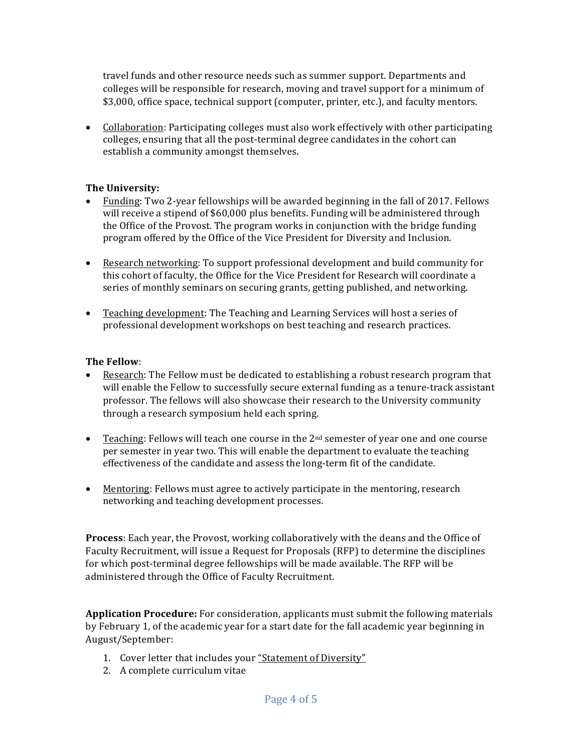travel funds and other resource needs such as summer support. Departments and colleges will be responsible for research, moving and travel support for a minimum of $3,000, office space, technical support (computer, printer, etc.), and faculty mentors.

- Collaboration: Participating colleges must also work effectively with other participating colleges, ensuring that all the post-terminal degree candidates in the cohort can establish a community amongst themselves.

**The University:**

- Funding: Two 2-year fellowships will be awarded beginning in the fall of 2017. Fellows will receive a stipend of $60,000 plus benefits. Funding will be administered through the Office of the Provost. The program works in conjunction with the bridge funding program offered by the Office of the Vice President for Diversity and Inclusion.

- Research networking: To support professional development and build community for this cohort of faculty, the Office for the Vice President for Research will coordinate a series of monthly seminars on securing grants, getting published, and networking.

- Teaching development: The Teaching and Learning Services will host a series of professional development workshops on best teaching and research practices.

**The Fellow**:

- Research: The Fellow must be dedicated to establishing a robust research program that will enable the Fellow to successfully secure external funding as a tenure-track assistant professor. The fellows will also showcase their research to the University community through a research symposium held each spring.

- Teaching: Fellows will teach one course in the 2nd semester of year one and one course per semester in year two. This will enable the department to evaluate the teaching effectiveness of the candidate and assess the long-term fit of the candidate.

- Mentoring: Fellows must agree to actively participate in the mentoring, research networking and teaching development processes.

**Process**: Each year, the Provost, working collaboratively with the deans and the Office of Faculty Recruitment, will issue a Request for Proposals (RFP) to determine the disciplines for which post-terminal degree fellowships will be made available. The RFP will be administered through the Office of Faculty Recruitment.

**Application Procedure:** For consideration, applicants must submit the following materials by February 1, of the academic year for a start date for the fall academic year beginning in August/September:

1. Cover letter that includes your "Statement of Diversity"
2. A complete curriculum vitae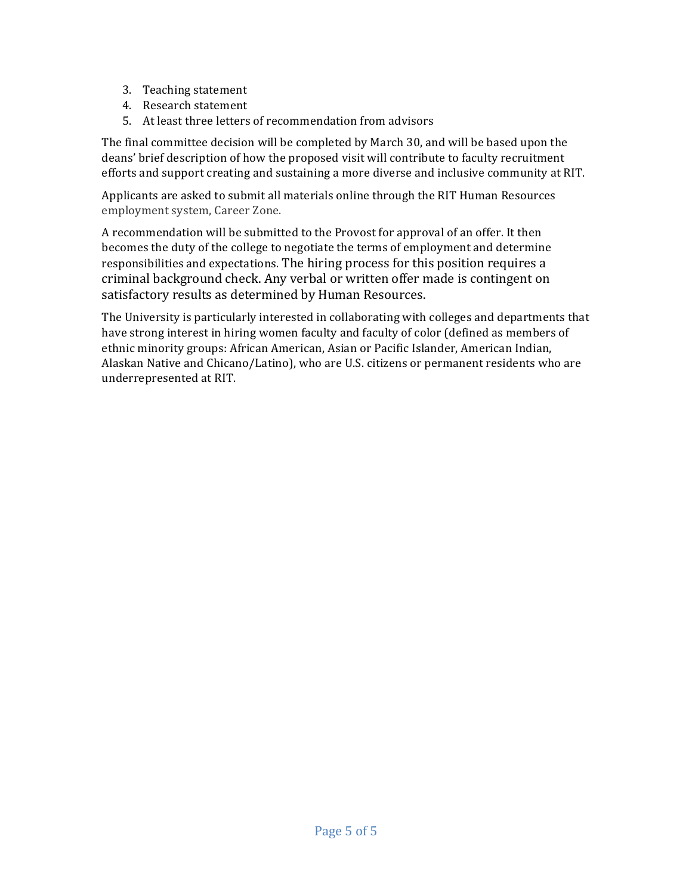3. Teaching statement
4. Research statement
5. At least three letters of recommendation from advisors

The final committee decision will be completed by March 30, and will be based upon the deans' brief description of how the proposed visit will contribute to faculty recruitment efforts and support creating and sustaining a more diverse and inclusive community at RIT.

Applicants are asked to submit all materials online through the RIT Human Resources employment system, Career Zone.

A recommendation will be submitted to the Provost for approval of an offer. It then becomes the duty of the college to negotiate the terms of employment and determine responsibilities and expectations. The hiring process for this position requires a criminal background check. Any verbal or written offer made is contingent on satisfactory results as determined by Human Resources.

The University is particularly interested in collaborating with colleges and departments that have strong interest in hiring women faculty and faculty of color (defined as members of ethnic minority groups: African American, Asian or Pacific Islander, American Indian, Alaskan Native and Chicano/Latino), who are U.S. citizens or permanent residents who are underrepresented at RIT.